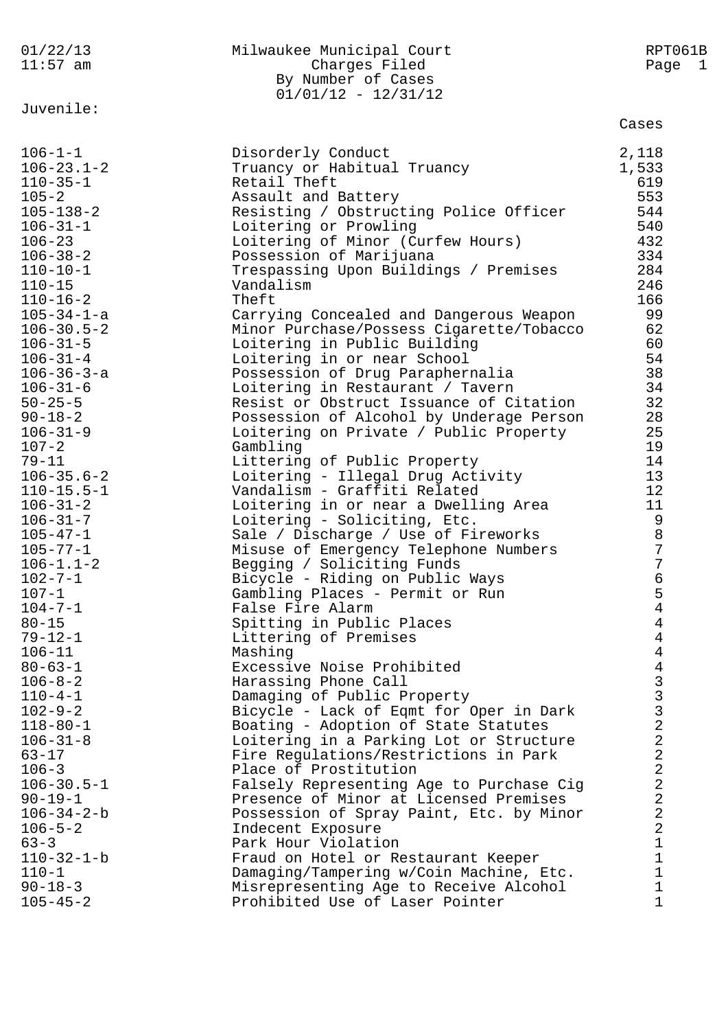01/22/13 11:57 am

# Milwaukee Municipal Court
## Charges Filed
### By Number of Cases
### 01/01/12 - 12/31/12

RPT061B

Juvenile:

| Code | Charge | Cases |
|---|---|---|
| 106-1-1 | Disorderly Conduct | 2,118 |
| 106-23.1-2 | Truancy or Habitual Truancy | 1,533 |
| 110-35-1 | Retail Theft | 619 |
| 105-2 | Assault and Battery | 553 |
| 105-138-2 | Resisting / Obstructing Police Officer | 544 |
| 106-31-1 | Loitering or Prowling | 540 |
| 106-23 | Loitering of Minor (Curfew Hours) | 432 |
| 106-38-2 | Possession of Marijuana | 334 |
| 110-10-1 | Trespassing Upon Buildings / Premises | 284 |
| 110-15 | Vandalism | 246 |
| 110-16-2 | Theft | 166 |
| 105-34-1-a | Carrying Concealed and Dangerous Weapon | 99 |
| 106-30.5-2 | Minor Purchase/Possess Cigarette/Tobacco | 62 |
| 106-31-5 | Loitering in Public Building | 60 |
| 106-31-4 | Loitering in or near School | 54 |
| 106-36-3-a | Possession of Drug Paraphernalia | 38 |
| 106-31-6 | Loitering in Restaurant / Tavern | 34 |
| 50-25-5 | Resist or Obstruct Issuance of Citation | 32 |
| 90-18-2 | Possession of Alcohol by Underage Person | 28 |
| 106-31-9 | Loitering on Private / Public Property | 25 |
| 107-2 | Gambling | 19 |
| 79-11 | Littering of Public Property | 14 |
| 106-35.6-2 | Loitering - Illegal Drug Activity | 13 |
| 110-15.5-1 | Vandalism - Graffiti Related | 12 |
| 106-31-2 | Loitering in or near a Dwelling Area | 11 |
| 106-31-7 | Loitering - Soliciting, Etc. | 9 |
| 105-47-1 | Sale / Discharge / Use of Fireworks | 8 |
| 105-77-1 | Misuse of Emergency Telephone Numbers | 7 |
| 106-1.1-2 | Begging / Soliciting Funds | 7 |
| 102-7-1 | Bicycle - Riding on Public Ways | 6 |
| 107-1 | Gambling Places - Permit or Run | 5 |
| 104-7-1 | False Fire Alarm | 4 |
| 80-15 | Spitting in Public Places | 4 |
| 79-12-1 | Littering of Premises | 4 |
| 106-11 | Mashing | 4 |
| 80-63-1 | Excessive Noise Prohibited | 4 |
| 106-8-2 | Harassing Phone Call | 3 |
| 110-4-1 | Damaging of Public Property | 3 |
| 102-9-2 | Bicycle - Lack of Eqmt for Oper in Dark | 3 |
| 118-80-1 | Boating - Adoption of State Statutes | 2 |
| 106-31-8 | Loitering in a Parking Lot or Structure | 2 |
| 63-17 | Fire Regulations/Restrictions in Park | 2 |
| 106-3 | Place of Prostitution | 2 |
| 106-30.5-1 | Falsely Representing Age to Purchase Cig | 2 |
| 90-19-1 | Presence of Minor at Licensed Premises | 2 |
| 106-34-2-b | Possession of Spray Paint, Etc. by Minor | 2 |
| 106-5-2 | Indecent Exposure | 2 |
| 63-3 | Park Hour Violation | 1 |
| 110-32-1-b | Fraud on Hotel or Restaurant Keeper | 1 |
| 110-1 | Damaging/Tampering w/Coin Machine, Etc. | 1 |
| 90-18-3 | Misrepresenting Age to Receive Alcohol | 1 |
| 105-45-2 | Prohibited Use of Laser Pointer | 1 |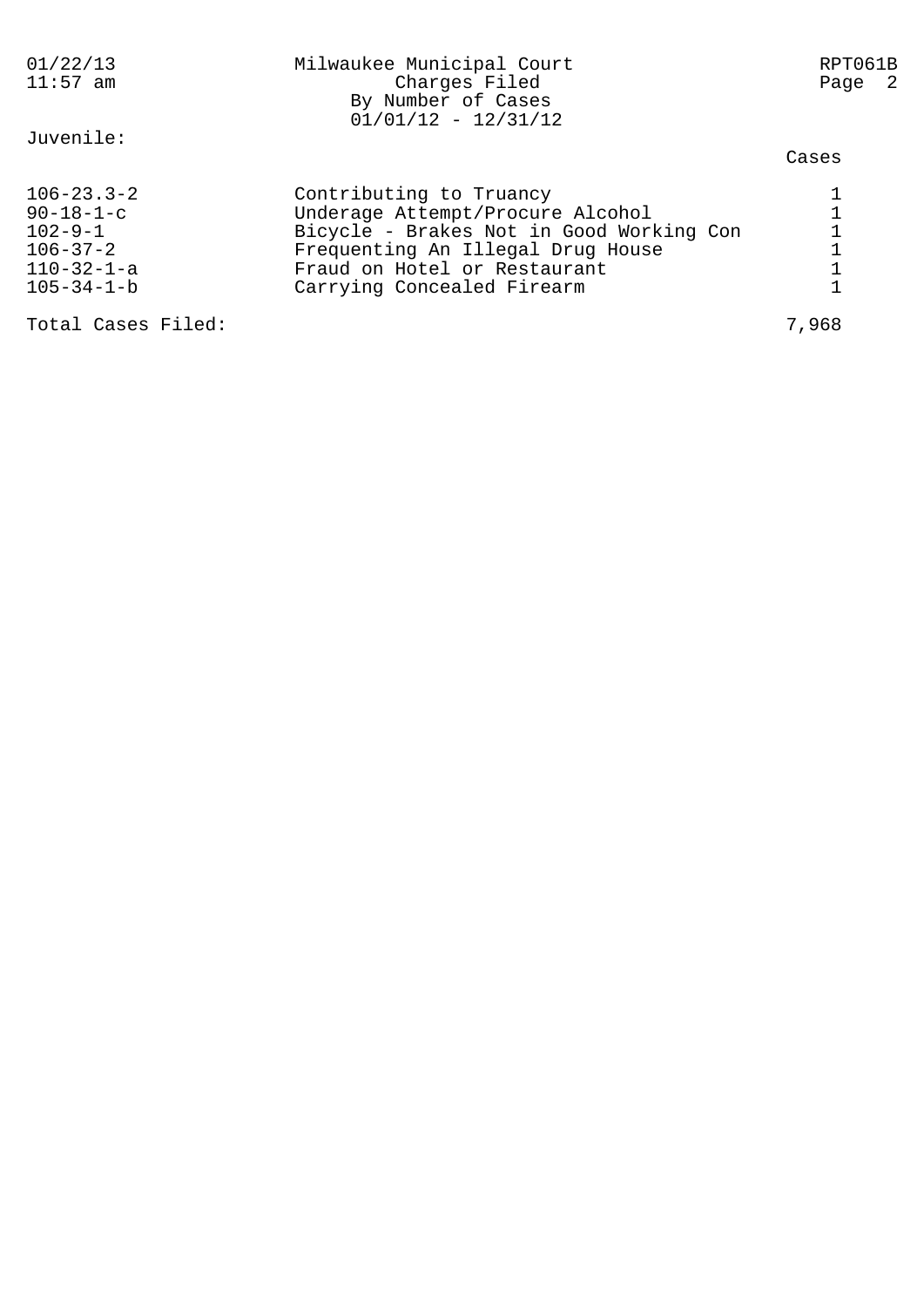Juvenile:

| Code | Charge | Cases |
|---|---|---|
| 106-23.3-2 | Contributing to Truancy | 1 |
| 90-18-1-c | Underage Attempt/Procure Alcohol | 1 |
| 102-9-1 | Bicycle - Brakes Not in Good Working Con | 1 |
| 106-37-2 | Frequenting An Illegal Drug House | 1 |
| 110-32-1-a | Fraud on Hotel or Restaurant | 1 |
| 105-34-1-b | Carrying Concealed Firearm | 1 |

Total Cases Filed: 7,968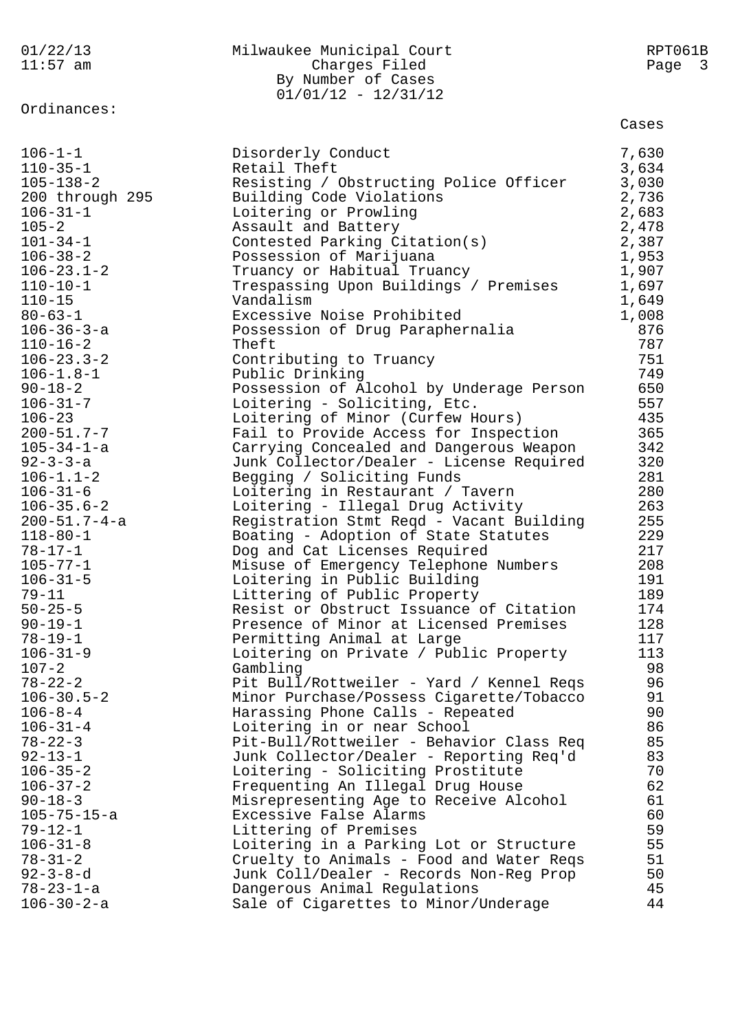Milwaukee Municipal Court
Charges Filed
By Number of Cases
01/01/12 - 12/31/12

Ordinances:

| Ordinance | Description | Cases |
|---|---|---|
| 106-1-1 | Disorderly Conduct | 7,630 |
| 110-35-1 | Retail Theft | 3,634 |
| 105-138-2 | Resisting / Obstructing Police Officer | 3,030 |
| 200 through 295 | Building Code Violations | 2,736 |
| 106-31-1 | Loitering or Prowling | 2,683 |
| 105-2 | Assault and Battery | 2,478 |
| 101-34-1 | Contested Parking Citation(s) | 2,387 |
| 106-38-2 | Possession of Marijuana | 1,953 |
| 106-23.1-2 | Truancy or Habitual Truancy | 1,907 |
| 110-10-1 | Trespassing Upon Buildings / Premises | 1,697 |
| 110-15 | Vandalism | 1,649 |
| 80-63-1 | Excessive Noise Prohibited | 1,008 |
| 106-36-3-a | Possession of Drug Paraphernalia | 876 |
| 110-16-2 | Theft | 787 |
| 106-23.3-2 | Contributing to Truancy | 751 |
| 106-1.8-1 | Public Drinking | 749 |
| 90-18-2 | Possession of Alcohol by Underage Person | 650 |
| 106-31-7 | Loitering - Soliciting, Etc. | 557 |
| 106-23 | Loitering of Minor (Curfew Hours) | 435 |
| 200-51.7-7 | Fail to Provide Access for Inspection | 365 |
| 105-34-1-a | Carrying Concealed and Dangerous Weapon | 342 |
| 92-3-3-a | Junk Collector/Dealer - License Required | 320 |
| 106-1.1-2 | Begging / Soliciting Funds | 281 |
| 106-31-6 | Loitering in Restaurant / Tavern | 280 |
| 106-35.6-2 | Loitering - Illegal Drug Activity | 263 |
| 200-51.7-4-a | Registration Stmt Reqd - Vacant Building | 255 |
| 118-80-1 | Boating - Adoption of State Statutes | 229 |
| 78-17-1 | Dog and Cat Licenses Required | 217 |
| 105-77-1 | Misuse of Emergency Telephone Numbers | 208 |
| 106-31-5 | Loitering in Public Building | 191 |
| 79-11 | Littering of Public Property | 189 |
| 50-25-5 | Resist or Obstruct Issuance of Citation | 174 |
| 90-19-1 | Presence of Minor at Licensed Premises | 128 |
| 78-19-1 | Permitting Animal at Large | 117 |
| 106-31-9 | Loitering on Private / Public Property | 113 |
| 107-2 | Gambling | 98 |
| 78-22-2 | Pit Bull/Rottweiler - Yard / Kennel Reqs | 96 |
| 106-30.5-2 | Minor Purchase/Possess Cigarette/Tobacco | 91 |
| 106-8-4 | Harassing Phone Calls - Repeated | 90 |
| 106-31-4 | Loitering in or near School | 86 |
| 78-22-3 | Pit-Bull/Rottweiler - Behavior Class Req | 85 |
| 92-13-1 | Junk Collector/Dealer - Reporting Req'd | 83 |
| 106-35-2 | Loitering - Soliciting Prostitute | 70 |
| 106-37-2 | Frequenting An Illegal Drug House | 62 |
| 90-18-3 | Misrepresenting Age to Receive Alcohol | 61 |
| 105-75-15-a | Excessive False Alarms | 60 |
| 79-12-1 | Littering of Premises | 59 |
| 106-31-8 | Loitering in a Parking Lot or Structure | 55 |
| 78-31-2 | Cruelty to Animals - Food and Water Reqs | 51 |
| 92-3-8-d | Junk Coll/Dealer - Records Non-Reg Prop | 50 |
| 78-23-1-a | Dangerous Animal Regulations | 45 |
| 106-30-2-a | Sale of Cigarettes to Minor/Underage | 44 |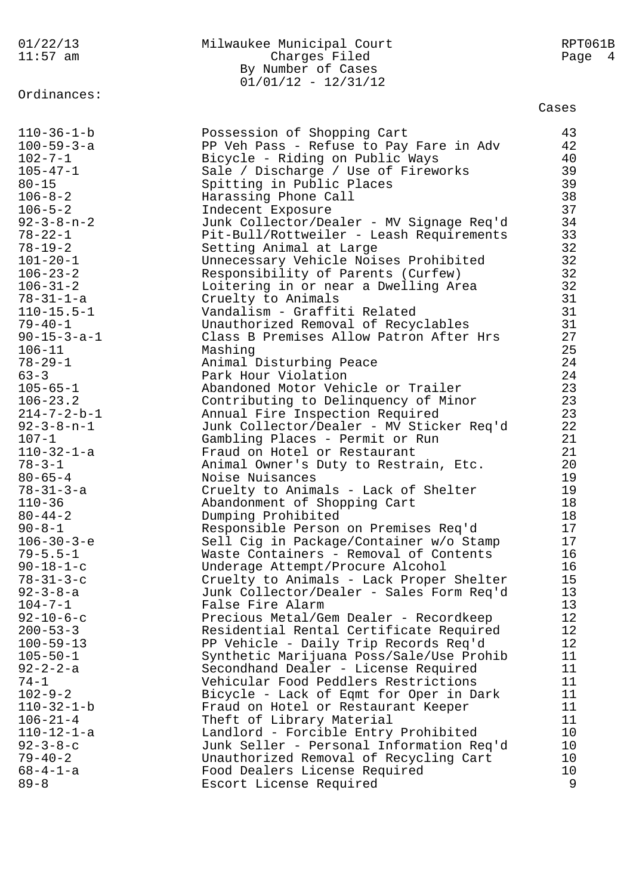01/22/13 11:57 am

# Milwaukee Municipal Court

## Charges Filed
### By Number of Cases
### 01/01/12 - 12/31/12

RPT061B

Ordinances:

| Ordinance | Description | Cases |
|---|---|---|
| 110-36-1-b | Possession of Shopping Cart | 43 |
| 100-59-3-a | PP Veh Pass - Refuse to Pay Fare in Adv | 42 |
| 102-7-1 | Bicycle - Riding on Public Ways | 40 |
| 105-47-1 | Sale / Discharge / Use of Fireworks | 39 |
| 80-15 | Spitting in Public Places | 39 |
| 106-8-2 | Harassing Phone Call | 38 |
| 106-5-2 | Indecent Exposure | 37 |
| 92-3-8-n-2 | Junk Collector/Dealer - MV Signage Req'd | 34 |
| 78-22-1 | Pit-Bull/Rottweiler - Leash Requirements | 33 |
| 78-19-2 | Setting Animal at Large | 32 |
| 101-20-1 | Unnecessary Vehicle Noises Prohibited | 32 |
| 106-23-2 | Responsibility of Parents (Curfew) | 32 |
| 106-31-2 | Loitering in or near a Dwelling Area | 32 |
| 78-31-1-a | Cruelty to Animals | 31 |
| 110-15.5-1 | Vandalism - Graffiti Related | 31 |
| 79-40-1 | Unauthorized Removal of Recyclables | 31 |
| 90-15-3-a-1 | Class B Premises Allow Patron After Hrs | 27 |
| 106-11 | Mashing | 25 |
| 78-29-1 | Animal Disturbing Peace | 24 |
| 63-3 | Park Hour Violation | 24 |
| 105-65-1 | Abandoned Motor Vehicle or Trailer | 23 |
| 106-23.2 | Contributing to Delinquency of Minor | 23 |
| 214-7-2-b-1 | Annual Fire Inspection Required | 23 |
| 92-3-8-n-1 | Junk Collector/Dealer - MV Sticker Req'd | 22 |
| 107-1 | Gambling Places - Permit or Run | 21 |
| 110-32-1-a | Fraud on Hotel or Restaurant | 21 |
| 78-3-1 | Animal Owner's Duty to Restrain, Etc. | 20 |
| 80-65-4 | Noise Nuisances | 19 |
| 78-31-3-a | Cruelty to Animals - Lack of Shelter | 19 |
| 110-36 | Abandonment of Shopping Cart | 18 |
| 80-44-2 | Dumping Prohibited | 18 |
| 90-8-1 | Responsible Person on Premises Req'd | 17 |
| 106-30-3-e | Sell Cig in Package/Container w/o Stamp | 17 |
| 79-5.5-1 | Waste Containers - Removal of Contents | 16 |
| 90-18-1-c | Underage Attempt/Procure Alcohol | 16 |
| 78-31-3-c | Cruelty to Animals - Lack Proper Shelter | 15 |
| 92-3-8-a | Junk Collector/Dealer - Sales Form Req'd | 13 |
| 104-7-1 | False Fire Alarm | 13 |
| 92-10-6-c | Precious Metal/Gem Dealer - Recordkeep | 12 |
| 200-53-3 | Residential Rental Certificate Required | 12 |
| 100-59-13 | PP Vehicle - Daily Trip Records Req'd | 12 |
| 105-50-1 | Synthetic Marijuana Poss/Sale/Use Prohib | 11 |
| 92-2-2-a | Secondhand Dealer - License Required | 11 |
| 74-1 | Vehicular Food Peddlers Restrictions | 11 |
| 102-9-2 | Bicycle - Lack of Eqmt for Oper in Dark | 11 |
| 110-32-1-b | Fraud on Hotel or Restaurant Keeper | 11 |
| 106-21-4 | Theft of Library Material | 11 |
| 110-12-1-a | Landlord - Forcible Entry Prohibited | 10 |
| 92-3-8-c | Junk Seller - Personal Information Req'd | 10 |
| 79-40-2 | Unauthorized Removal of Recycling Cart | 10 |
| 68-4-1-a | Food Dealers License Required | 10 |
| 89-8 | Escort License Required | 9 |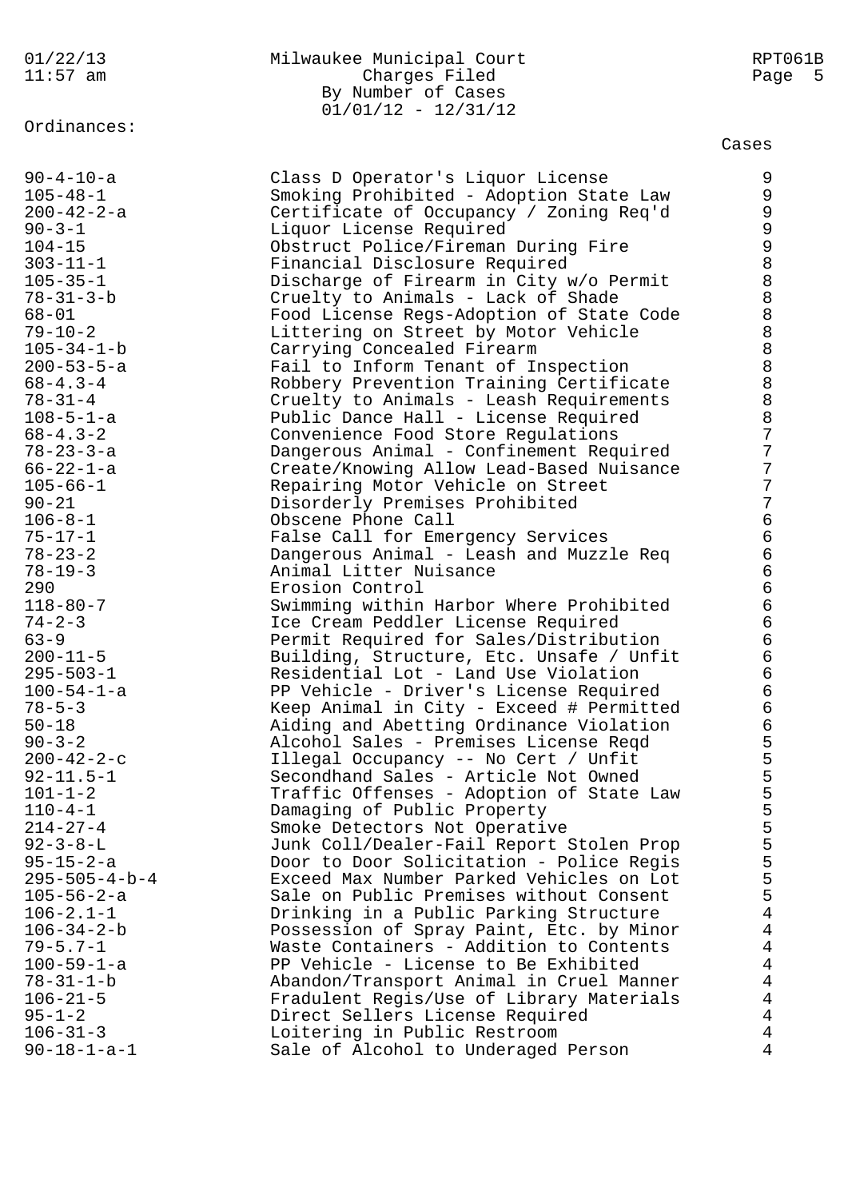Milwaukee Municipal Court
Charges Filed
By Number of Cases
01/01/12 - 12/31/12

Ordinances:

| Ordinance | Description | Cases |
|---|---|---|
| 90-4-10-a | Class D Operator's Liquor License | 9 |
| 105-48-1 | Smoking Prohibited - Adoption State Law | 9 |
| 200-42-2-a | Certificate of Occupancy / Zoning Req'd | 9 |
| 90-3-1 | Liquor License Required | 9 |
| 104-15 | Obstruct Police/Fireman During Fire | 9 |
| 303-11-1 | Financial Disclosure Required | 8 |
| 105-35-1 | Discharge of Firearm in City w/o Permit | 8 |
| 78-31-3-b | Cruelty to Animals - Lack of Shade | 8 |
| 68-01 | Food License Regs-Adoption of State Code | 8 |
| 79-10-2 | Littering on Street by Motor Vehicle | 8 |
| 105-34-1-b | Carrying Concealed Firearm | 8 |
| 200-53-5-a | Fail to Inform Tenant of Inspection | 8 |
| 68-4.3-4 | Robbery Prevention Training Certificate | 8 |
| 78-31-4 | Cruelty to Animals - Leash Requirements | 8 |
| 108-5-1-a | Public Dance Hall - License Required | 8 |
| 68-4.3-2 | Convenience Food Store Regulations | 7 |
| 78-23-3-a | Dangerous Animal - Confinement Required | 7 |
| 66-22-1-a | Create/Knowing Allow Lead-Based Nuisance | 7 |
| 105-66-1 | Repairing Motor Vehicle on Street | 7 |
| 90-21 | Disorderly Premises Prohibited | 7 |
| 106-8-1 | Obscene Phone Call | 6 |
| 75-17-1 | False Call for Emergency Services | 6 |
| 78-23-2 | Dangerous Animal - Leash and Muzzle Req | 6 |
| 78-19-3 | Animal Litter Nuisance | 6 |
| 290 | Erosion Control | 6 |
| 118-80-7 | Swimming within Harbor Where Prohibited | 6 |
| 74-2-3 | Ice Cream Peddler License Required | 6 |
| 63-9 | Permit Required for Sales/Distribution | 6 |
| 200-11-5 | Building, Structure, Etc. Unsafe / Unfit | 6 |
| 295-503-1 | Residential Lot - Land Use Violation | 6 |
| 100-54-1-a | PP Vehicle - Driver's License Required | 6 |
| 78-5-3 | Keep Animal in City - Exceed # Permitted | 6 |
| 50-18 | Aiding and Abetting Ordinance Violation | 6 |
| 90-3-2 | Alcohol Sales - Premises License Reqd | 5 |
| 200-42-2-c | Illegal Occupancy -- No Cert / Unfit | 5 |
| 92-11.5-1 | Secondhand Sales - Article Not Owned | 5 |
| 101-1-2 | Traffic Offenses - Adoption of State Law | 5 |
| 110-4-1 | Damaging of Public Property | 5 |
| 214-27-4 | Smoke Detectors Not Operative | 5 |
| 92-3-8-L | Junk Coll/Dealer-Fail Report Stolen Prop | 5 |
| 95-15-2-a | Door to Door Solicitation - Police Regis | 5 |
| 295-505-4-b-4 | Exceed Max Number Parked Vehicles on Lot | 5 |
| 105-56-2-a | Sale on Public Premises without Consent | 5 |
| 106-2.1-1 | Drinking in a Public Parking Structure | 4 |
| 106-34-2-b | Possession of Spray Paint, Etc. by Minor | 4 |
| 79-5.7-1 | Waste Containers - Addition to Contents | 4 |
| 100-59-1-a | PP Vehicle - License to Be Exhibited | 4 |
| 78-31-1-b | Abandon/Transport Animal in Cruel Manner | 4 |
| 106-21-5 | Fradulent Regis/Use of Library Materials | 4 |
| 95-1-2 | Direct Sellers License Required | 4 |
| 106-31-3 | Loitering in Public Restroom | 4 |
| 90-18-1-a-1 | Sale of Alcohol to Underaged Person | 4 |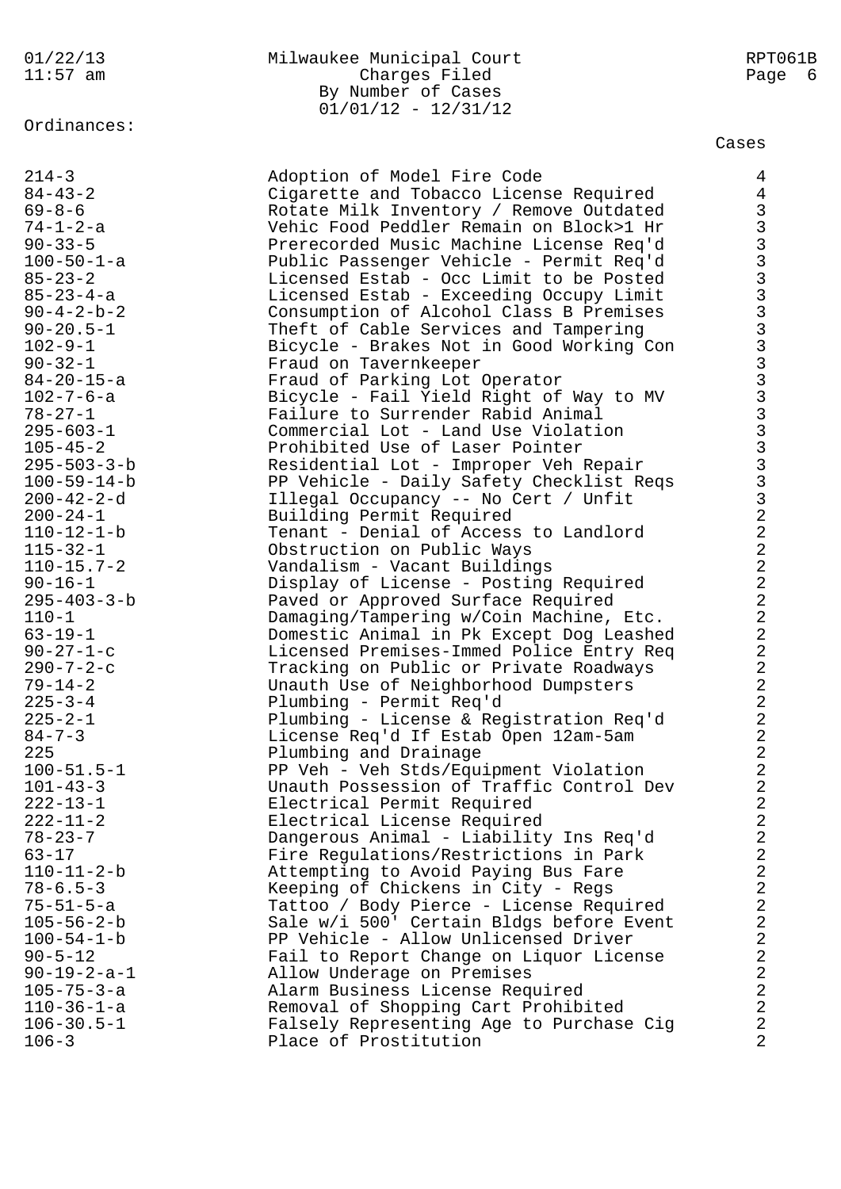Ordinances:

| | | Cases |
|---|---|---|
| 214-3 | Adoption of Model Fire Code | 4 |
| 84-43-2 | Cigarette and Tobacco License Required | 4 |
| 69-8-6 | Rotate Milk Inventory / Remove Outdated | 3 |
| 74-1-2-a | Vehic Food Peddler Remain on Block>1 Hr | 3 |
| 90-33-5 | Prerecorded Music Machine License Req'd | 3 |
| 100-50-1-a | Public Passenger Vehicle - Permit Req'd | 3 |
| 85-23-2 | Licensed Estab - Occ Limit to be Posted | 3 |
| 85-23-4-a | Licensed Estab - Exceeding Occupy Limit | 3 |
| 90-4-2-b-2 | Consumption of Alcohol Class B Premises | 3 |
| 90-20.5-1 | Theft of Cable Services and Tampering | 3 |
| 102-9-1 | Bicycle - Brakes Not in Good Working Con | 3 |
| 90-32-1 | Fraud on Tavernkeeper | 3 |
| 84-20-15-a | Fraud of Parking Lot Operator | 3 |
| 102-7-6-a | Bicycle - Fail Yield Right of Way to MV | 3 |
| 78-27-1 | Failure to Surrender Rabid Animal | 3 |
| 295-603-1 | Commercial Lot - Land Use Violation | 3 |
| 105-45-2 | Prohibited Use of Laser Pointer | 3 |
| 295-503-3-b | Residential Lot - Improper Veh Repair | 3 |
| 100-59-14-b | PP Vehicle - Daily Safety Checklist Reqs | 3 |
| 200-42-2-d | Illegal Occupancy -- No Cert / Unfit | 3 |
| 200-24-1 | Building Permit Required | 2 |
| 110-12-1-b | Tenant - Denial of Access to Landlord | 2 |
| 115-32-1 | Obstruction on Public Ways | 2 |
| 110-15.7-2 | Vandalism - Vacant Buildings | 2 |
| 90-16-1 | Display of License - Posting Required | 2 |
| 295-403-3-b | Paved or Approved Surface Required | 2 |
| 110-1 | Damaging/Tampering w/Coin Machine, Etc. | 2 |
| 63-19-1 | Domestic Animal in Pk Except Dog Leashed | 2 |
| 90-27-1-c | Licensed Premises-Immed Police Entry Req | 2 |
| 290-7-2-c | Tracking on Public or Private Roadways | 2 |
| 79-14-2 | Unauth Use of Neighborhood Dumpsters | 2 |
| 225-3-4 | Plumbing - Permit Req'd | 2 |
| 225-2-1 | Plumbing - License & Registration Req'd | 2 |
| 84-7-3 | License Req'd If Estab Open 12am-5am | 2 |
| 225 | Plumbing and Drainage | 2 |
| 100-51.5-1 | PP Veh - Veh Stds/Equipment Violation | 2 |
| 101-43-3 | Unauth Possession of Traffic Control Dev | 2 |
| 222-13-1 | Electrical Permit Required | 2 |
| 222-11-2 | Electrical License Required | 2 |
| 78-23-7 | Dangerous Animal - Liability Ins Req'd | 2 |
| 63-17 | Fire Regulations/Restrictions in Park | 2 |
| 110-11-2-b | Attempting to Avoid Paying Bus Fare | 2 |
| 78-6.5-3 | Keeping of Chickens in City - Regs | 2 |
| 75-51-5-a | Tattoo / Body Pierce - License Required | 2 |
| 105-56-2-b | Sale w/i 500' Certain Bldgs before Event | 2 |
| 100-54-1-b | PP Vehicle - Allow Unlicensed Driver | 2 |
| 90-5-12 | Fail to Report Change on Liquor License | 2 |
| 90-19-2-a-1 | Allow Underage on Premises | 2 |
| 105-75-3-a | Alarm Business License Required | 2 |
| 110-36-1-a | Removal of Shopping Cart Prohibited | 2 |
| 106-30.5-1 | Falsely Representing Age to Purchase Cig | 2 |
| 106-3 | Place of Prostitution | 2 |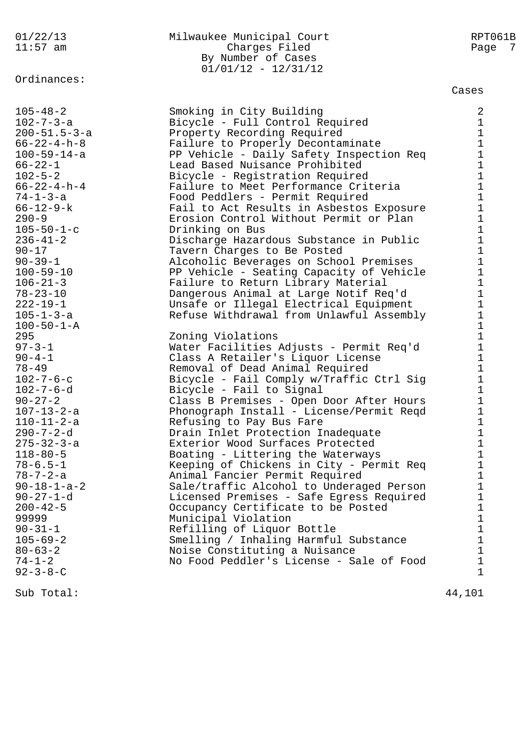Milwaukee Municipal Court
Charges Filed
By Number of Cases
01/01/12 - 12/31/12

Ordinances:

| Ordinance | Description | Cases |
|---|---|---|
| 105-48-2 | Smoking in City Building | 2 |
| 102-7-3-a | Bicycle - Full Control Required | 1 |
| 200-51.5-3-a | Property Recording Required | 1 |
| 66-22-4-h-8 | Failure to Properly Decontaminate | 1 |
| 100-59-14-a | PP Vehicle - Daily Safety Inspection Req | 1 |
| 66-22-1 | Lead Based Nuisance Prohibited | 1 |
| 102-5-2 | Bicycle - Registration Required | 1 |
| 66-22-4-h-4 | Failure to Meet Performance Criteria | 1 |
| 74-1-3-a | Food Peddlers - Permit Required | 1 |
| 66-12-9-k | Fail to Act Results in Asbestos Exposure | 1 |
| 290-9 | Erosion Control Without Permit or Plan | 1 |
| 105-50-1-c | Drinking on Bus | 1 |
| 236-41-2 | Discharge Hazardous Substance in Public | 1 |
| 90-17 | Tavern Charges to Be Posted | 1 |
| 90-39-1 | Alcoholic Beverages on School Premises | 1 |
| 100-59-10 | PP Vehicle - Seating Capacity of Vehicle | 1 |
| 106-21-3 | Failure to Return Library Material | 1 |
| 78-23-10 | Dangerous Animal at Large Notif Req'd | 1 |
| 222-19-1 | Unsafe or Illegal Electrical Equipment | 1 |
| 105-1-3-a | Refuse Withdrawal from Unlawful Assembly | 1 |
| 100-50-1-A | | 1 |
| 295 | Zoning Violations | 1 |
| 97-3-1 | Water Facilities Adjusts - Permit Req'd | 1 |
| 90-4-1 | Class A Retailer's Liquor License | 1 |
| 78-49 | Removal of Dead Animal Required | 1 |
| 102-7-6-c | Bicycle - Fail Comply w/Traffic Ctrl Sig | 1 |
| 102-7-6-d | Bicycle - Fail to Signal | 1 |
| 90-27-2 | Class B Premises - Open Door After Hours | 1 |
| 107-13-2-a | Phonograph Install - License/Permit Reqd | 1 |
| 110-11-2-a | Refusing to Pay Bus Fare | 1 |
| 290-7-2-d | Drain Inlet Protection Inadequate | 1 |
| 275-32-3-a | Exterior Wood Surfaces Protected | 1 |
| 118-80-5 | Boating - Littering the Waterways | 1 |
| 78-6.5-1 | Keeping of Chickens in City - Permit Req | 1 |
| 78-7-2-a | Animal Fancier Permit Required | 1 |
| 90-18-1-a-2 | Sale/traffic Alcohol to Underaged Person | 1 |
| 90-27-1-d | Licensed Premises - Safe Egress Required | 1 |
| 200-42-5 | Occupancy Certificate to be Posted | 1 |
| 99999 | Municipal Violation | 1 |
| 90-31-1 | Refilling of Liquor Bottle | 1 |
| 105-69-2 | Smelling / Inhaling Harmful Substance | 1 |
| 80-63-2 | Noise Constituting a Nuisance | 1 |
| 74-1-2 | No Food Peddler's License - Sale of Food | 1 |
| 92-3-8-C | | 1 |
| **Sub Total:** | | **44,101** |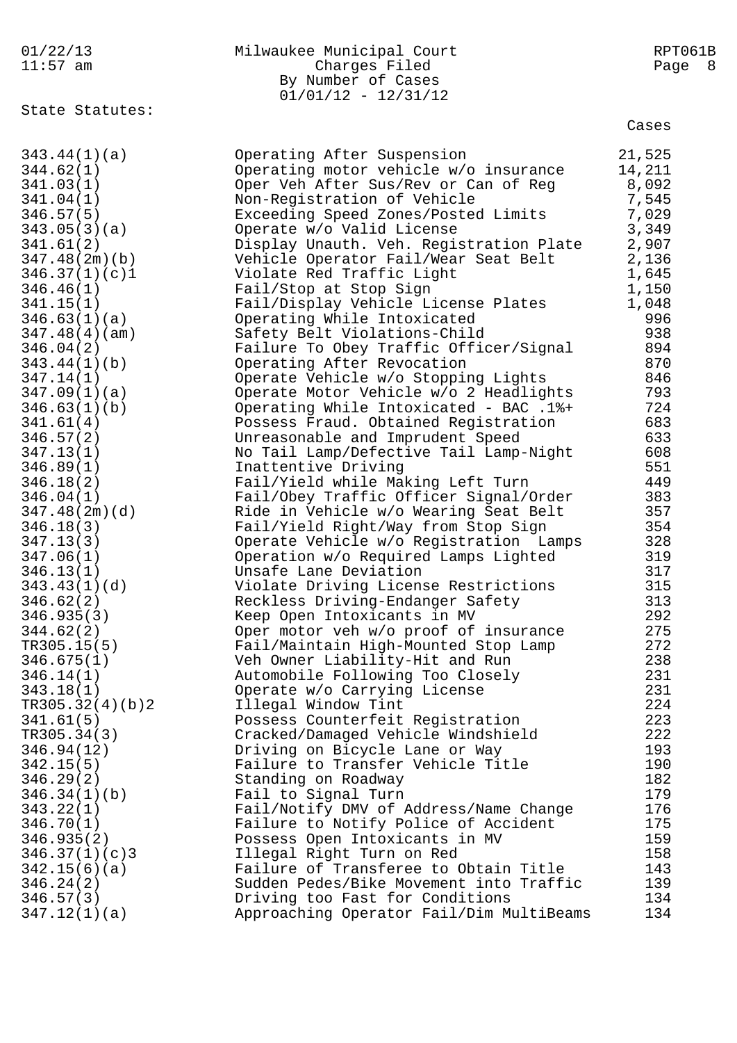Milwaukee Municipal Court
Charges Filed
By Number of Cases
01/01/12 - 12/31/12

State Statutes:

| Statute | Description | Cases |
|---|---|---|
| 343.44(1)(a) | Operating After Suspension | 21,525 |
| 344.62(1) | Operating motor vehicle w/o insurance | 14,211 |
| 341.03(1) | Oper Veh After Sus/Rev or Can of Reg | 8,092 |
| 341.04(1) | Non-Registration of Vehicle | 7,545 |
| 346.57(5) | Exceeding Speed Zones/Posted Limits | 7,029 |
| 343.05(3)(a) | Operate w/o Valid License | 3,349 |
| 341.61(2) | Display Unauth. Veh. Registration Plate | 2,907 |
| 347.48(2m)(b) | Vehicle Operator Fail/Wear Seat Belt | 2,136 |
| 346.37(1)(c)1 | Violate Red Traffic Light | 1,645 |
| 346.46(1) | Fail/Stop at Stop Sign | 1,150 |
| 341.15(1) | Fail/Display Vehicle License Plates | 1,048 |
| 346.63(1)(a) | Operating While Intoxicated | 996 |
| 347.48(4)(am) | Safety Belt Violations-Child | 938 |
| 346.04(2) | Failure To Obey Traffic Officer/Signal | 894 |
| 343.44(1)(b) | Operating After Revocation | 870 |
| 347.14(1) | Operate Vehicle w/o Stopping Lights | 846 |
| 347.09(1)(a) | Operate Motor Vehicle w/o 2 Headlights | 793 |
| 346.63(1)(b) | Operating While Intoxicated - BAC .1%+ | 724 |
| 341.61(4) | Possess Fraud. Obtained Registration | 683 |
| 346.57(2) | Unreasonable and Imprudent Speed | 633 |
| 347.13(1) | No Tail Lamp/Defective Tail Lamp-Night | 608 |
| 346.89(1) | Inattentive Driving | 551 |
| 346.18(2) | Fail/Yield while Making Left Turn | 449 |
| 346.04(1) | Fail/Obey Traffic Officer Signal/Order | 383 |
| 347.48(2m)(d) | Ride in Vehicle w/o Wearing Seat Belt | 357 |
| 346.18(3) | Fail/Yield Right/Way from Stop Sign | 354 |
| 347.13(3) | Operate Vehicle w/o Registration Lamps | 328 |
| 347.06(1) | Operation w/o Required Lamps Lighted | 319 |
| 346.13(1) | Unsafe Lane Deviation | 317 |
| 343.43(1)(d) | Violate Driving License Restrictions | 315 |
| 346.62(2) | Reckless Driving-Endanger Safety | 313 |
| 346.935(3) | Keep Open Intoxicants in MV | 292 |
| 344.62(2) | Oper motor veh w/o proof of insurance | 275 |
| TR305.15(5) | Fail/Maintain High-Mounted Stop Lamp | 272 |
| 346.675(1) | Veh Owner Liability-Hit and Run | 238 |
| 346.14(1) | Automobile Following Too Closely | 231 |
| 343.18(1) | Operate w/o Carrying License | 231 |
| TR305.32(4)(b)2 | Illegal Window Tint | 224 |
| 341.61(5) | Possess Counterfeit Registration | 223 |
| TR305.34(3) | Cracked/Damaged Vehicle Windshield | 222 |
| 346.94(12) | Driving on Bicycle Lane or Way | 193 |
| 342.15(5) | Failure to Transfer Vehicle Title | 190 |
| 346.29(2) | Standing on Roadway | 182 |
| 346.34(1)(b) | Fail to Signal Turn | 179 |
| 343.22(1) | Fail/Notify DMV of Address/Name Change | 176 |
| 346.70(1) | Failure to Notify Police of Accident | 175 |
| 346.935(2) | Possess Open Intoxicants in MV | 159 |
| 346.37(1)(c)3 | Illegal Right Turn on Red | 158 |
| 342.15(6)(a) | Failure of Transferee to Obtain Title | 143 |
| 346.24(2) | Sudden Pedes/Bike Movement into Traffic | 139 |
| 346.57(3) | Driving too Fast for Conditions | 134 |
| 347.12(1)(a) | Approaching Operator Fail/Dim MultiBeams | 134 |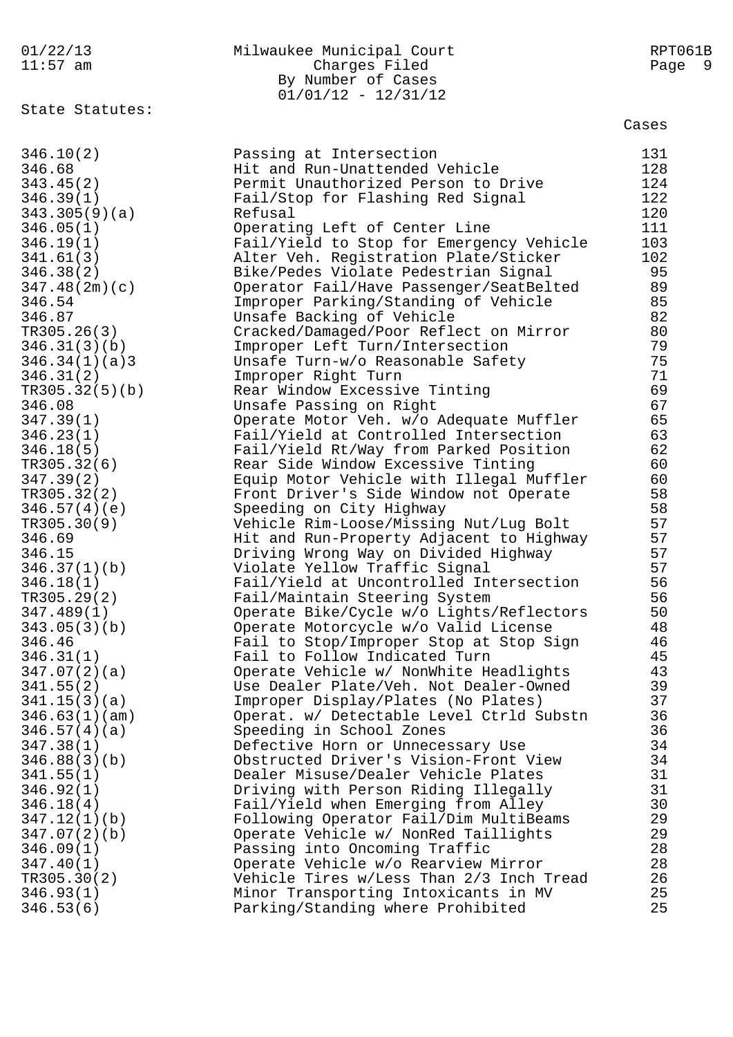Milwaukee Municipal Court
Charges Filed
By Number of Cases
01/01/12 - 12/31/12

State Statutes:

| Statute | Description | Cases |
|---|---|---|
| 346.10(2) | Passing at Intersection | 131 |
| 346.68 | Hit and Run-Unattended Vehicle | 128 |
| 343.45(2) | Permit Unauthorized Person to Drive | 124 |
| 346.39(1) | Fail/Stop for Flashing Red Signal | 122 |
| 343.305(9)(a) | Refusal | 120 |
| 346.05(1) | Operating Left of Center Line | 111 |
| 346.19(1) | Fail/Yield to Stop for Emergency Vehicle | 103 |
| 341.61(3) | Alter Veh. Registration Plate/Sticker | 102 |
| 346.38(2) | Bike/Pedes Violate Pedestrian Signal | 95 |
| 347.48(2m)(c) | Operator Fail/Have Passenger/SeatBelted | 89 |
| 346.54 | Improper Parking/Standing of Vehicle | 85 |
| 346.87 | Unsafe Backing of Vehicle | 82 |
| TR305.26(3) | Cracked/Damaged/Poor Reflect on Mirror | 80 |
| 346.31(3)(b) | Improper Left Turn/Intersection | 79 |
| 346.34(1)(a)3 | Unsafe Turn-w/o Reasonable Safety | 75 |
| 346.31(2) | Improper Right Turn | 71 |
| TR305.32(5)(b) | Rear Window Excessive Tinting | 69 |
| 346.08 | Unsafe Passing on Right | 67 |
| 347.39(1) | Operate Motor Veh. w/o Adequate Muffler | 65 |
| 346.23(1) | Fail/Yield at Controlled Intersection | 63 |
| 346.18(5) | Fail/Yield Rt/Way from Parked Position | 62 |
| TR305.32(6) | Rear Side Window Excessive Tinting | 60 |
| 347.39(2) | Equip Motor Vehicle with Illegal Muffler | 60 |
| TR305.32(2) | Front Driver's Side Window not Operate | 58 |
| 346.57(4)(e) | Speeding on City Highway | 58 |
| TR305.30(9) | Vehicle Rim-Loose/Missing Nut/Lug Bolt | 57 |
| 346.69 | Hit and Run-Property Adjacent to Highway | 57 |
| 346.15 | Driving Wrong Way on Divided Highway | 57 |
| 346.37(1)(b) | Violate Yellow Traffic Signal | 57 |
| 346.18(1) | Fail/Yield at Uncontrolled Intersection | 56 |
| TR305.29(2) | Fail/Maintain Steering System | 56 |
| 347.489(1) | Operate Bike/Cycle w/o Lights/Reflectors | 50 |
| 343.05(3)(b) | Operate Motorcycle w/o Valid License | 48 |
| 346.46 | Fail to Stop/Improper Stop at Stop Sign | 46 |
| 346.31(1) | Fail to Follow Indicated Turn | 45 |
| 347.07(2)(a) | Operate Vehicle w/ NonWhite Headlights | 43 |
| 341.55(2) | Use Dealer Plate/Veh. Not Dealer-Owned | 39 |
| 341.15(3)(a) | Improper Display/Plates (No Plates) | 37 |
| 346.63(1)(am) | Operat. w/ Detectable Level Ctrld Substn | 36 |
| 346.57(4)(a) | Speeding in School Zones | 36 |
| 347.38(1) | Defective Horn or Unnecessary Use | 34 |
| 346.88(3)(b) | Obstructed Driver's Vision-Front View | 34 |
| 341.55(1) | Dealer Misuse/Dealer Vehicle Plates | 31 |
| 346.92(1) | Driving with Person Riding Illegally | 31 |
| 346.18(4) | Fail/Yield when Emerging from Alley | 30 |
| 347.12(1)(b) | Following Operator Fail/Dim MultiBeams | 29 |
| 347.07(2)(b) | Operate Vehicle w/ NonRed Taillights | 29 |
| 346.09(1) | Passing into Oncoming Traffic | 28 |
| 347.40(1) | Operate Vehicle w/o Rearview Mirror | 28 |
| TR305.30(2) | Vehicle Tires w/Less Than 2/3 Inch Tread | 26 |
| 346.93(1) | Minor Transporting Intoxicants in MV | 25 |
| 346.53(6) | Parking/Standing where Prohibited | 25 |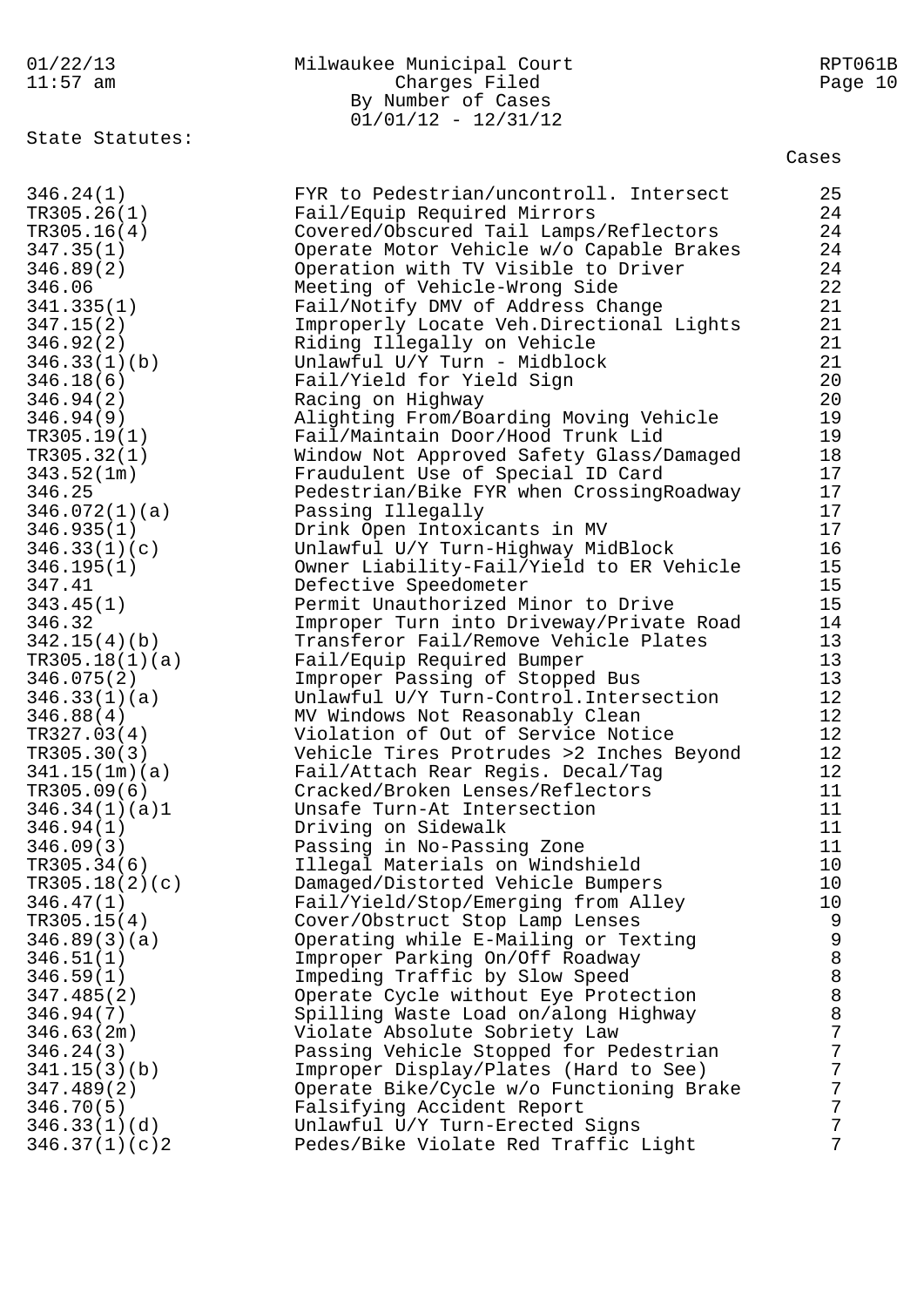Milwaukee Municipal Court
Charges Filed
By Number of Cases
01/01/12 - 12/31/12

State Statutes:

| Statute | Description | Cases |
|---|---|---|
| 346.24(1) | FYR to Pedestrian/uncontroll. Intersect | 25 |
| TR305.26(1) | Fail/Equip Required Mirrors | 24 |
| TR305.16(4) | Covered/Obscured Tail Lamps/Reflectors | 24 |
| 347.35(1) | Operate Motor Vehicle w/o Capable Brakes | 24 |
| 346.89(2) | Operation with TV Visible to Driver | 24 |
| 346.06 | Meeting of Vehicle-Wrong Side | 22 |
| 341.335(1) | Fail/Notify DMV of Address Change | 21 |
| 347.15(2) | Improperly Locate Veh.Directional Lights | 21 |
| 346.92(2) | Riding Illegally on Vehicle | 21 |
| 346.33(1)(b) | Unlawful U/Y Turn - Midblock | 21 |
| 346.18(6) | Fail/Yield for Yield Sign | 20 |
| 346.94(2) | Racing on Highway | 20 |
| 346.94(9) | Alighting From/Boarding Moving Vehicle | 19 |
| TR305.19(1) | Fail/Maintain Door/Hood Trunk Lid | 19 |
| TR305.32(1) | Window Not Approved Safety Glass/Damaged | 18 |
| 343.52(1m) | Fraudulent Use of Special ID Card | 17 |
| 346.25 | Pedestrian/Bike FYR when CrossingRoadway | 17 |
| 346.072(1)(a) | Passing Illegally | 17 |
| 346.935(1) | Drink Open Intoxicants in MV | 17 |
| 346.33(1)(c) | Unlawful U/Y Turn-Highway MidBlock | 16 |
| 346.195(1) | Owner Liability-Fail/Yield to ER Vehicle | 15 |
| 347.41 | Defective Speedometer | 15 |
| 343.45(1) | Permit Unauthorized Minor to Drive | 15 |
| 346.32 | Improper Turn into Driveway/Private Road | 14 |
| 342.15(4)(b) | Transferor Fail/Remove Vehicle Plates | 13 |
| TR305.18(1)(a) | Fail/Equip Required Bumper | 13 |
| 346.075(2) | Improper Passing of Stopped Bus | 13 |
| 346.33(1)(a) | Unlawful U/Y Turn-Control.Intersection | 12 |
| 346.88(4) | MV Windows Not Reasonably Clean | 12 |
| TR327.03(4) | Violation of Out of Service Notice | 12 |
| TR305.30(3) | Vehicle Tires Protrudes >2 Inches Beyond | 12 |
| 341.15(1m)(a) | Fail/Attach Rear Regis. Decal/Tag | 12 |
| TR305.09(6) | Cracked/Broken Lenses/Reflectors | 11 |
| 346.34(1)(a)1 | Unsafe Turn-At Intersection | 11 |
| 346.94(1) | Driving on Sidewalk | 11 |
| 346.09(3) | Passing in No-Passing Zone | 11 |
| TR305.34(6) | Illegal Materials on Windshield | 10 |
| TR305.18(2)(c) | Damaged/Distorted Vehicle Bumpers | 10 |
| 346.47(1) | Fail/Yield/Stop/Emerging from Alley | 10 |
| TR305.15(4) | Cover/Obstruct Stop Lamp Lenses | 9 |
| 346.89(3)(a) | Operating while E-Mailing or Texting | 9 |
| 346.51(1) | Improper Parking On/Off Roadway | 8 |
| 346.59(1) | Impeding Traffic by Slow Speed | 8 |
| 347.485(2) | Operate Cycle without Eye Protection | 8 |
| 346.94(7) | Spilling Waste Load on/along Highway | 8 |
| 346.63(2m) | Violate Absolute Sobriety Law | 7 |
| 346.24(3) | Passing Vehicle Stopped for Pedestrian | 7 |
| 341.15(3)(b) | Improper Display/Plates (Hard to See) | 7 |
| 347.489(2) | Operate Bike/Cycle w/o Functioning Brake | 7 |
| 346.70(5) | Falsifying Accident Report | 7 |
| 346.33(1)(d) | Unlawful U/Y Turn-Erected Signs | 7 |
| 346.37(1)(c)2 | Pedes/Bike Violate Red Traffic Light | 7 |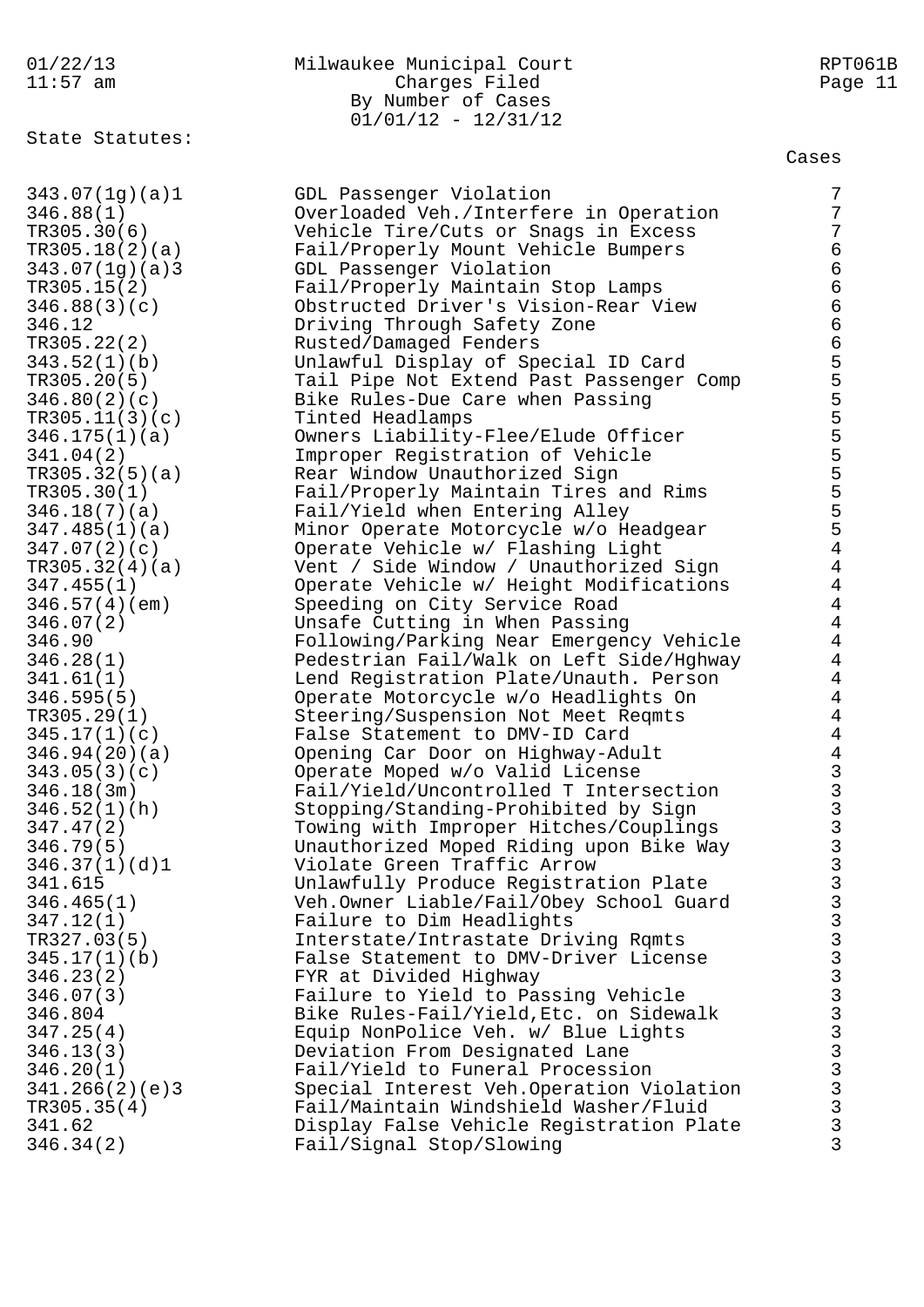Milwaukee Municipal Court

Charges Filed

By Number of Cases

01/01/12 - 12/31/12

State Statutes:

| Statute | Description | Cases |
|---|---|---|
| 343.07(1g)(a)1 | GDL Passenger Violation | 7 |
| 346.88(1) | Overloaded Veh./Interfere in Operation | 7 |
| TR305.30(6) | Vehicle Tire/Cuts or Snags in Excess | 7 |
| TR305.18(2)(a) | Fail/Properly Mount Vehicle Bumpers | 6 |
| 343.07(1g)(a)3 | GDL Passenger Violation | 6 |
| TR305.15(2) | Fail/Properly Maintain Stop Lamps | 6 |
| 346.88(3)(c) | Obstructed Driver's Vision-Rear View | 6 |
| 346.12 | Driving Through Safety Zone | 6 |
| TR305.22(2) | Rusted/Damaged Fenders | 6 |
| 343.52(1)(b) | Unlawful Display of Special ID Card | 5 |
| TR305.20(5) | Tail Pipe Not Extend Past Passenger Comp | 5 |
| 346.80(2)(c) | Bike Rules-Due Care when Passing | 5 |
| TR305.11(3)(c) | Tinted Headlamps | 5 |
| 346.175(1)(a) | Owners Liability-Flee/Elude Officer | 5 |
| 341.04(2) | Improper Registration of Vehicle | 5 |
| TR305.32(5)(a) | Rear Window Unauthorized Sign | 5 |
| TR305.30(1) | Fail/Properly Maintain Tires and Rims | 5 |
| 346.18(7)(a) | Fail/Yield when Entering Alley | 5 |
| 347.485(1)(a) | Minor Operate Motorcycle w/o Headgear | 5 |
| 347.07(2)(c) | Operate Vehicle w/ Flashing Light | 4 |
| TR305.32(4)(a) | Vent / Side Window / Unauthorized Sign | 4 |
| 347.455(1) | Operate Vehicle w/ Height Modifications | 4 |
| 346.57(4)(em) | Speeding on City Service Road | 4 |
| 346.07(2) | Unsafe Cutting in When Passing | 4 |
| 346.90 | Following/Parking Near Emergency Vehicle | 4 |
| 346.28(1) | Pedestrian Fail/Walk on Left Side/Hghway | 4 |
| 341.61(1) | Lend Registration Plate/Unauth. Person | 4 |
| 346.595(5) | Operate Motorcycle w/o Headlights On | 4 |
| TR305.29(1) | Steering/Suspension Not Meet Reqmts | 4 |
| 345.17(1)(c) | False Statement to DMV-ID Card | 4 |
| 346.94(20)(a) | Opening Car Door on Highway-Adult | 4 |
| 343.05(3)(c) | Operate Moped w/o Valid License | 3 |
| 346.18(3m) | Fail/Yield/Uncontrolled T Intersection | 3 |
| 346.52(1)(h) | Stopping/Standing-Prohibited by Sign | 3 |
| 347.47(2) | Towing with Improper Hitches/Couplings | 3 |
| 346.79(5) | Unauthorized Moped Riding upon Bike Way | 3 |
| 346.37(1)(d)1 | Violate Green Traffic Arrow | 3 |
| 341.615 | Unlawfully Produce Registration Plate | 3 |
| 346.465(1) | Veh.Owner Liable/Fail/Obey School Guard | 3 |
| 347.12(1) | Failure to Dim Headlights | 3 |
| TR327.03(5) | Interstate/Intrastate Driving Rqmts | 3 |
| 345.17(1)(b) | False Statement to DMV-Driver License | 3 |
| 346.23(2) | FYR at Divided Highway | 3 |
| 346.07(3) | Failure to Yield to Passing Vehicle | 3 |
| 346.804 | Bike Rules-Fail/Yield,Etc. on Sidewalk | 3 |
| 347.25(4) | Equip NonPolice Veh. w/ Blue Lights | 3 |
| 346.13(3) | Deviation From Designated Lane | 3 |
| 346.20(1) | Fail/Yield to Funeral Procession | 3 |
| 341.266(2)(e)3 | Special Interest Veh.Operation Violation | 3 |
| TR305.35(4) | Fail/Maintain Windshield Washer/Fluid | 3 |
| 341.62 | Display False Vehicle Registration Plate | 3 |
| 346.34(2) | Fail/Signal Stop/Slowing | 3 |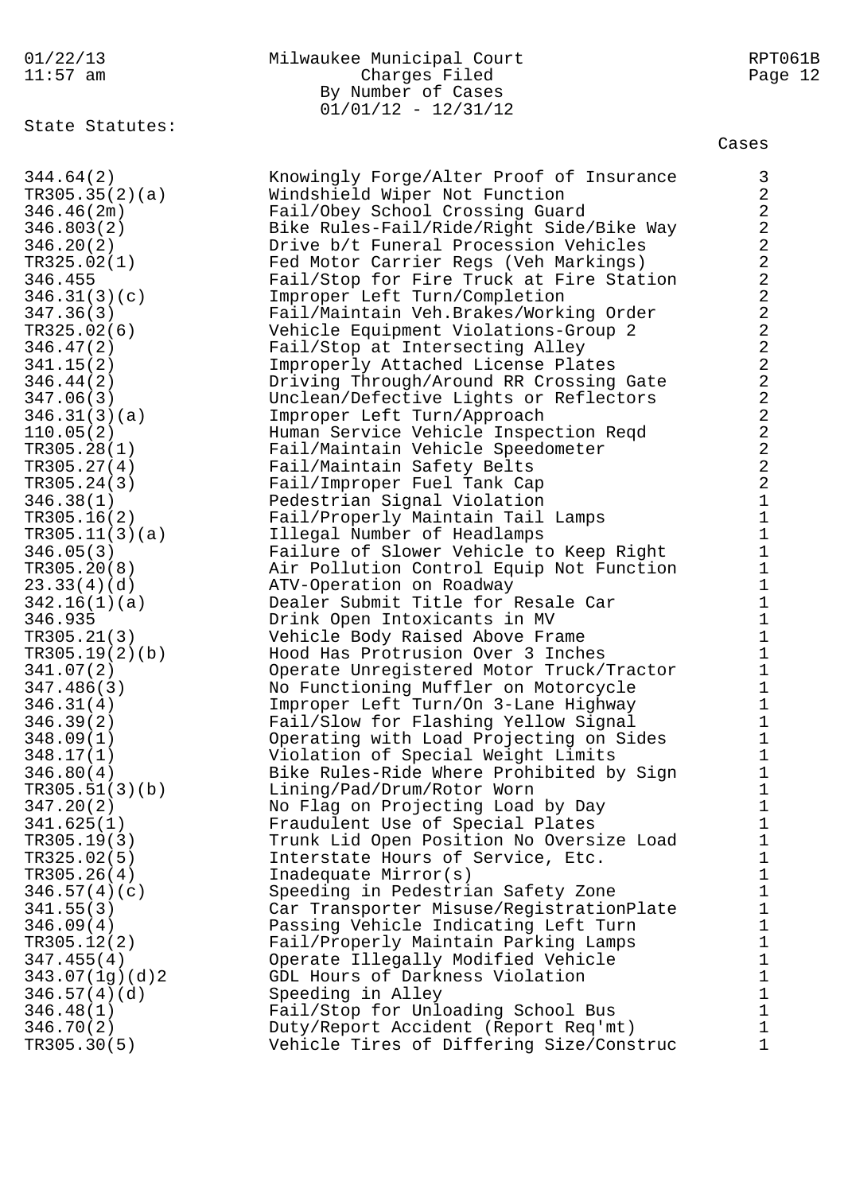State Statutes:

| Statute | Description | Cases |
|---|---|---|
| 344.64(2) | Knowingly Forge/Alter Proof of Insurance | 3 |
| TR305.35(2)(a) | Windshield Wiper Not Function | 2 |
| 346.46(2m) | Fail/Obey School Crossing Guard | 2 |
| 346.803(2) | Bike Rules-Fail/Ride/Right Side/Bike Way | 2 |
| 346.20(2) | Drive b/t Funeral Procession Vehicles | 2 |
| TR325.02(1) | Fed Motor Carrier Regs (Veh Markings) | 2 |
| 346.455 | Fail/Stop for Fire Truck at Fire Station | 2 |
| 346.31(3)(c) | Improper Left Turn/Completion | 2 |
| 347.36(3) | Fail/Maintain Veh.Brakes/Working Order | 2 |
| TR325.02(6) | Vehicle Equipment Violations-Group 2 | 2 |
| 346.47(2) | Fail/Stop at Intersecting Alley | 2 |
| 341.15(2) | Improperly Attached License Plates | 2 |
| 346.44(2) | Driving Through/Around RR Crossing Gate | 2 |
| 347.06(3) | Unclean/Defective Lights or Reflectors | 2 |
| 346.31(3)(a) | Improper Left Turn/Approach | 2 |
| 110.05(2) | Human Service Vehicle Inspection Reqd | 2 |
| TR305.28(1) | Fail/Maintain Vehicle Speedometer | 2 |
| TR305.27(4) | Fail/Maintain Safety Belts | 2 |
| TR305.24(3) | Fail/Improper Fuel Tank Cap | 2 |
| 346.38(1) | Pedestrian Signal Violation | 1 |
| TR305.16(2) | Fail/Properly Maintain Tail Lamps | 1 |
| TR305.11(3)(a) | Illegal Number of Headlamps | 1 |
| 346.05(3) | Failure of Slower Vehicle to Keep Right | 1 |
| TR305.20(8) | Air Pollution Control Equip Not Function | 1 |
| 23.33(4)(d) | ATV-Operation on Roadway | 1 |
| 342.16(1)(a) | Dealer Submit Title for Resale Car | 1 |
| 346.935 | Drink Open Intoxicants in MV | 1 |
| TR305.21(3) | Vehicle Body Raised Above Frame | 1 |
| TR305.19(2)(b) | Hood Has Protrusion Over 3 Inches | 1 |
| 341.07(2) | Operate Unregistered Motor Truck/Tractor | 1 |
| 347.486(3) | No Functioning Muffler on Motorcycle | 1 |
| 346.31(4) | Improper Left Turn/On 3-Lane Highway | 1 |
| 346.39(2) | Fail/Slow for Flashing Yellow Signal | 1 |
| 348.09(1) | Operating with Load Projecting on Sides | 1 |
| 348.17(1) | Violation of Special Weight Limits | 1 |
| 346.80(4) | Bike Rules-Ride Where Prohibited by Sign | 1 |
| TR305.51(3)(b) | Lining/Pad/Drum/Rotor Worn | 1 |
| 347.20(2) | No Flag on Projecting Load by Day | 1 |
| 341.625(1) | Fraudulent Use of Special Plates | 1 |
| TR305.19(3) | Trunk Lid Open Position No Oversize Load | 1 |
| TR325.02(5) | Interstate Hours of Service, Etc. | 1 |
| TR305.26(4) | Inadequate Mirror(s) | 1 |
| 346.57(4)(c) | Speeding in Pedestrian Safety Zone | 1 |
| 341.55(3) | Car Transporter Misuse/RegistrationPlate | 1 |
| 346.09(4) | Passing Vehicle Indicating Left Turn | 1 |
| TR305.12(2) | Fail/Properly Maintain Parking Lamps | 1 |
| 347.455(4) | Operate Illegally Modified Vehicle | 1 |
| 343.07(1g)(d)2 | GDL Hours of Darkness Violation | 1 |
| 346.57(4)(d) | Speeding in Alley | 1 |
| 346.48(1) | Fail/Stop for Unloading School Bus | 1 |
| 346.70(2) | Duty/Report Accident (Report Req'mt) | 1 |
| TR305.30(5) | Vehicle Tires of Differing Size/Construc | 1 |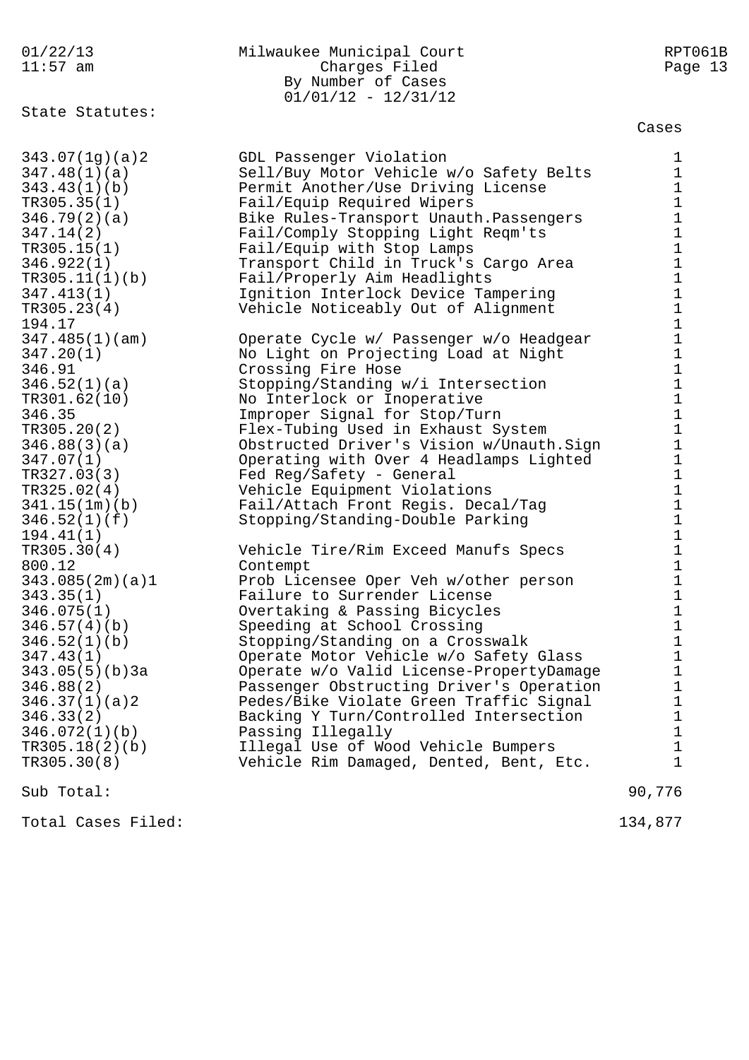Milwaukee Municipal Court
Charges Filed
By Number of Cases
01/01/12 - 12/31/12

State Statutes:

| | | Cases |
|---|---|---|
| 343.07(1g)(a)2 | GDL Passenger Violation | 1 |
| 347.48(1)(a) | Sell/Buy Motor Vehicle w/o Safety Belts | 1 |
| 343.43(1)(b) | Permit Another/Use Driving License | 1 |
| TR305.35(1) | Fail/Equip Required Wipers | 1 |
| 346.79(2)(a) | Bike Rules-Transport Unauth.Passengers | 1 |
| 347.14(2) | Fail/Comply Stopping Light Reqm'ts | 1 |
| TR305.15(1) | Fail/Equip with Stop Lamps | 1 |
| 346.922(1) | Transport Child in Truck's Cargo Area | 1 |
| TR305.11(1)(b) | Fail/Properly Aim Headlights | 1 |
| 347.413(1) | Ignition Interlock Device Tampering | 1 |
| TR305.23(4) | Vehicle Noticeably Out of Alignment | 1 |
| 194.17 | | 1 |
| 347.485(1)(am) | Operate Cycle w/ Passenger w/o Headgear | 1 |
| 347.20(1) | No Light on Projecting Load at Night | 1 |
| 346.91 | Crossing Fire Hose | 1 |
| 346.52(1)(a) | Stopping/Standing w/i Intersection | 1 |
| TR301.62(10) | No Interlock or Inoperative | 1 |
| 346.35 | Improper Signal for Stop/Turn | 1 |
| TR305.20(2) | Flex-Tubing Used in Exhaust System | 1 |
| 346.88(3)(a) | Obstructed Driver's Vision w/Unauth.Sign | 1 |
| 347.07(1) | Operating with Over 4 Headlamps Lighted | 1 |
| TR327.03(3) | Fed Reg/Safety - General | 1 |
| TR325.02(4) | Vehicle Equipment Violations | 1 |
| 341.15(1m)(b) | Fail/Attach Front Regis. Decal/Tag | 1 |
| 346.52(1)(f) | Stopping/Standing-Double Parking | 1 |
| 194.41(1) | | 1 |
| TR305.30(4) | Vehicle Tire/Rim Exceed Manufs Specs | 1 |
| 800.12 | Contempt | 1 |
| 343.085(2m)(a)1 | Prob Licensee Oper Veh w/other person | 1 |
| 343.35(1) | Failure to Surrender License | 1 |
| 346.075(1) | Overtaking & Passing Bicycles | 1 |
| 346.57(4)(b) | Speeding at School Crossing | 1 |
| 346.52(1)(b) | Stopping/Standing on a Crosswalk | 1 |
| 347.43(1) | Operate Motor Vehicle w/o Safety Glass | 1 |
| 343.05(5)(b)3a | Operate w/o Valid License-PropertyDamage | 1 |
| 346.88(2) | Passenger Obstructing Driver's Operation | 1 |
| 346.37(1)(a)2 | Pedes/Bike Violate Green Traffic Signal | 1 |
| 346.33(2) | Backing Y Turn/Controlled Intersection | 1 |
| 346.072(1)(b) | Passing Illegally | 1 |
| TR305.18(2)(b) | Illegal Use of Wood Vehicle Bumpers | 1 |
| TR305.30(8) | Vehicle Rim Damaged, Dented, Bent, Etc. | 1 |
| Sub Total: | | 90,776 |
| Total Cases Filed: | | 134,877 |